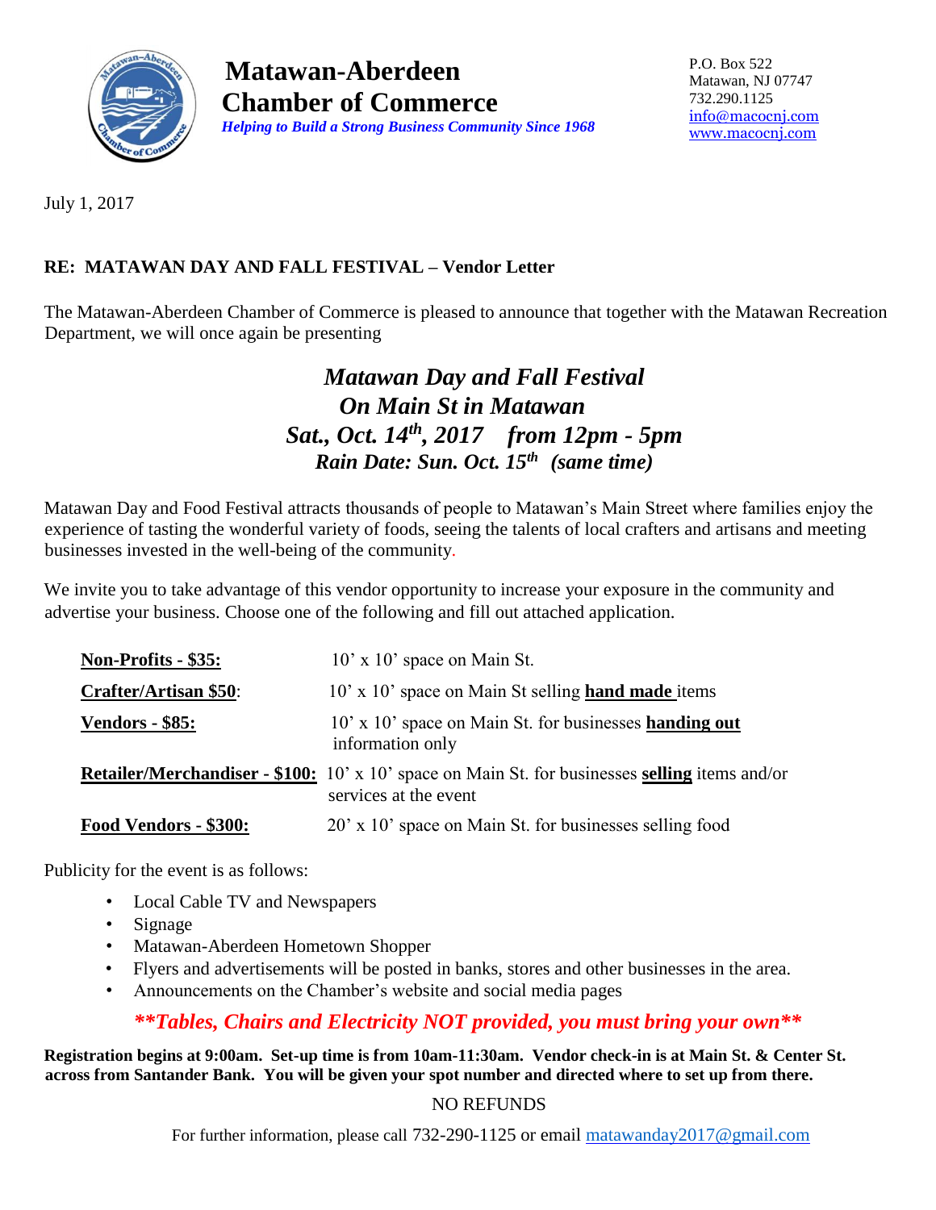# Matawan-Aberdeen Chamber of Commerce

***Helping to Build a Strong Business Community Since 1968***

P.O. Box 522
Matawan, NJ 07747
732.290.1125
info@macocnj.com
www.macocnj.com

July 1, 2017

**RE: MATAWAN DAY AND FALL FESTIVAL – Vendor Letter**

The Matawan-Aberdeen Chamber of Commerce is pleased to announce that together with the Matawan Recreation Department, we will once again be presenting

***Matawan Day and Fall Festival***
***On Main St in Matawan***
***Sat., Oct. 14th, 2017 from 12pm - 5pm***
***Rain Date: Sun. Oct. 15th (same time)***

Matawan Day and Food Festival attracts thousands of people to Matawan's Main Street where families enjoy the experience of tasting the wonderful variety of foods, seeing the talents of local crafters and artisans and meeting businesses invested in the well-being of the community.

We invite you to take advantage of this vendor opportunity to increase your exposure in the community and advertise your business. Choose one of the following and fill out attached application.

| | |
|---|---|
| **Non-Profits - $35:** | 10' x 10' space on Main St. |
| **Crafter/Artisan $50**: | 10' x 10' space on Main St selling **hand made** items |
| **Vendors - $85:** | 10' x 10' space on Main St. for businesses **handing out** information only |
| **Retailer/Merchandiser - $100:** | 10' x 10' space on Main St. for businesses **selling** items and/or services at the event |
| **Food Vendors - $300:** | 20' x 10' space on Main St. for businesses selling food |

Publicity for the event is as follows:

- Local Cable TV and Newspapers
- Signage
- Matawan-Aberdeen Hometown Shopper
- Flyers and advertisements will be posted in banks, stores and other businesses in the area.
- Announcements on the Chamber's website and social media pages

***\*\*Tables, Chairs and Electricity NOT provided, you must bring your own\*\****

**Registration begins at 9:00am. Set-up time is from 10am-11:30am. Vendor check-in is at Main St. & Center St. across from Santander Bank. You will be given your spot number and directed where to set up from there.**

NO REFUNDS

For further information, please call 732-290-1125 or email matawanday2017@gmail.com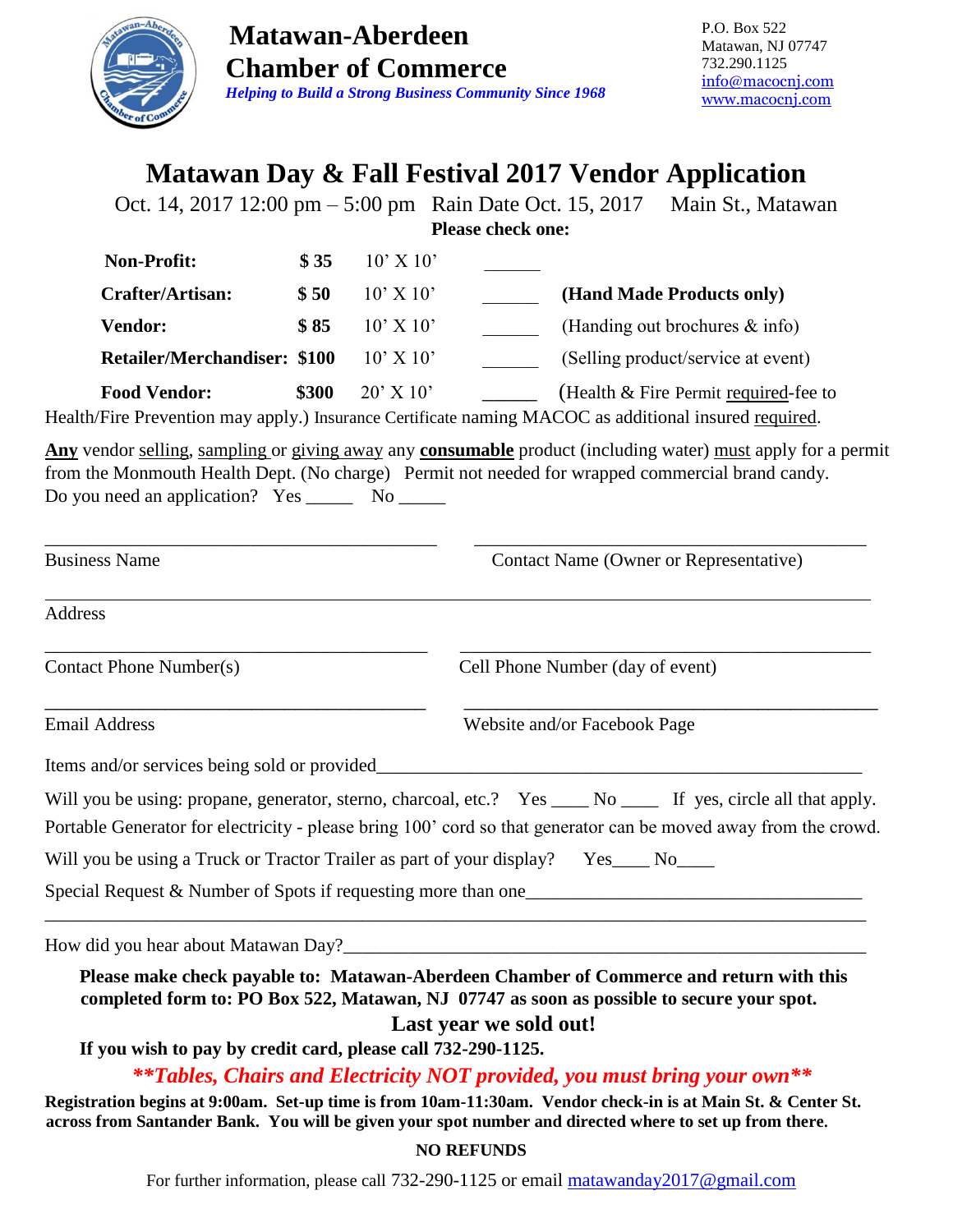# Matawan-Aberdeen Chamber of Commerce

*Helping to Build a Strong Business Community Since 1968*

P.O. Box 522
Matawan, NJ 07747
732.290.1125
info@macocnj.com
www.macocnj.com

## Matawan Day & Fall Festival 2017 Vendor Application

Oct. 14, 2017 12:00 pm – 5:00 pm Rain Date Oct. 15, 2017 Main St., Matawan

**Please check one:**

| | | | | |
|---|---|---|---|---|
| **Non-Profit:** | **$ 35** | 10' X 10' | ______ | |
| **Crafter/Artisan:** | **$ 50** | 10' X 10' | ______ | **(Hand Made Products only)** |
| **Vendor:** | **$ 85** | 10' X 10' | ______ | (Handing out brochures & info) |
| **Retailer/Merchandiser:** | **$100** | 10' X 10' | ______ | (Selling product/service at event) |
| **Food Vendor:** | **$300** | 20' X 10' | ______ | (Health & Fire Permit required-fee to |

Health/Fire Prevention may apply.) Insurance Certificate naming MACOC as additional insured required.

**Any** vendor selling, sampling or giving away any **consumable** product (including water) must apply for a permit from the Monmouth Health Dept. (No charge) Permit not needed for wrapped commercial brand candy.
Do you need an application? Yes _____ No _____

_________________________________________ _________________________________________
Business Name Contact Name (Owner or Representative)

_________________________________________________________________________________________
Address

_________________________________________ _________________________________________
Contact Phone Number(s) Cell Phone Number (day of event)

_________________________________________ _________________________________________
Email Address Website and/or Facebook Page

Items and/or services being sold or provided_____________________________________________________

Will you be using: propane, generator, sterno, charcoal, etc.? Yes ____ No ____ If yes, circle all that apply.
Portable Generator for electricity - please bring 100' cord so that generator can be moved away from the crowd.

Will you be using a Truck or Tractor Trailer as part of your display? Yes____ No____

Special Request & Number of Spots if requesting more than one___________________________________
_________________________________________________________________________________________

How did you hear about Matawan Day?_________________________________________________________

**Please make check payable to: Matawan-Aberdeen Chamber of Commerce and return with this completed form to: PO Box 522, Matawan, NJ 07747 as soon as possible to secure your spot.**

**Last year we sold out!**

**If you wish to pay by credit card, please call 732-290-1125.**

***\*\*Tables, Chairs and Electricity NOT provided, you must bring your own\*\****

**Registration begins at 9:00am. Set-up time is from 10am-11:30am. Vendor check-in is at Main St. & Center St. across from Santander Bank. You will be given your spot number and directed where to set up from there.**

**NO REFUNDS**

For further information, please call 732-290-1125 or email matawanday2017@gmail.com